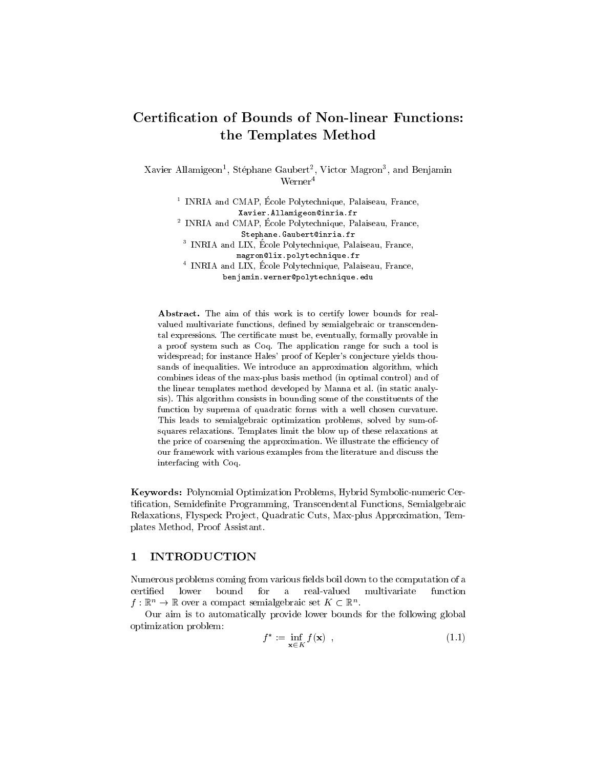# Certification of Bounds of Non-linear Functions: the Templates Method

Xavier Allamigeon[1], Stéphane Gaubert[2], Victor Magron[3], and Benjamin Werner[4]

[1] INRIA and CMAP, École Polytechnique, Palaiseau, France, Xavier.Allamigeon@inria.fr

[2] INRIA and CMAP, École Polytechnique, Palaiseau, France, Stephane.Gaubert@inria.fr

[3] INRIA and LIX, École Polytechnique, Palaiseau, France, magron@lix.polytechnique.fr

[4] INRIA and LIX, École Polytechnique, Palaiseau, France, benjamin.werner@polytechnique.edu

**Abstract.** The aim of this work is to certify lower bounds for real-valued multivariate functions, defined by semialgebraic or transcendental expressions. The certificate must be, eventually, formally provable in a proof system such as Coq. The application range for such a tool is widespread; for instance Hales' proof of Kepler's conjecture yields thousands of inequalities. We introduce an approximation algorithm, which combines ideas of the max-plus basis method (in optimal control) and of the linear templates method developed by Manna et al. (in static analysis). This algorithm consists in bounding some of the constituents of the function by suprema of quadratic forms with a well chosen curvature. This leads to semialgebraic optimization problems, solved by sum-of-squares relaxations. Templates limit the blow up of these relaxations at the price of coarsening the approximation. We illustrate the efficiency of our framework with various examples from the literature and discuss the interfacing with Coq.

**Keywords:** Polynomial Optimization Problems, Hybrid Symbolic-numeric Certification, Semidefinite Programming, Transcendental Functions, Semialgebraic Relaxations, Flyspeck Project, Quadratic Cuts, Max-plus Approximation, Templates Method, Proof Assistant.

## 1 INTRODUCTION

Numerous problems coming from various fields boil down to the computation of a certified lower bound for a real-valued multivariate function $f : \mathbb{R}^n \to \mathbb{R}$ over a compact semialgebraic set $K \subset \mathbb{R}^n$.

Our aim is to automatically provide lower bounds for the following global optimization problem:

$$f^* := \inf_{\mathbf{x} \in K} f(\mathbf{x}) \ , \tag{1.1}$$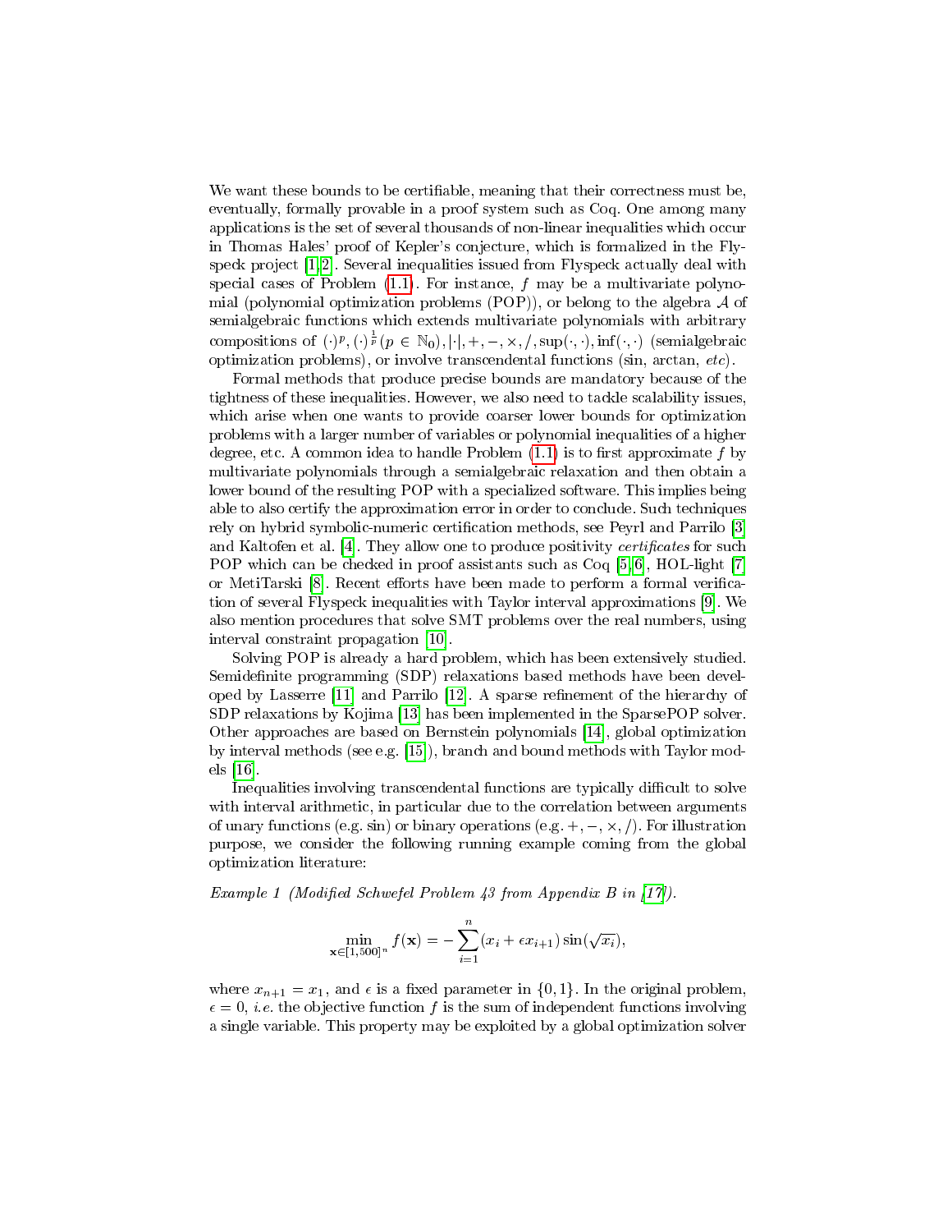We want these bounds to be certifiable, meaning that their correctness must be, eventually, formally provable in a proof system such as Coq. One among many applications is the set of several thousands of non-linear inequalities which occur in Thomas Hales' proof of Kepler's conjecture, which is formalized in the Flyspeck project [1,2]. Several inequalities issued from Flyspeck actually deal with special cases of Problem (1.1). For instance, $f$ may be a multivariate polynomial (polynomial optimization problems (POP)), or belong to the algebra $\mathcal{A}$ of semialgebraic functions which extends multivariate polynomials with arbitrary compositions of $(\cdot)^p, (\cdot)^{\frac{1}{p}} (p \in \mathbb{N}_0), |\cdot|, +, -, \times, /, \sup(\cdot,\cdot), \inf(\cdot,\cdot)$ (semialgebraic optimization problems), or involve transcendental functions (sin, arctan, *etc*).

Formal methods that produce precise bounds are mandatory because of the tightness of these inequalities. However, we also need to tackle scalability issues, which arise when one wants to provide coarser lower bounds for optimization problems with a larger number of variables or polynomial inequalities of a higher degree, etc. A common idea to handle Problem (1.1) is to first approximate $f$ by multivariate polynomials through a semialgebraic relaxation and then obtain a lower bound of the resulting POP with a specialized software. This implies being able to also certify the approximation error in order to conclude. Such techniques rely on hybrid symbolic-numeric certification methods, see Peyrl and Parrilo [3] and Kaltofen et al. [4]. They allow one to produce positivity *certificates* for such POP which can be checked in proof assistants such as Coq [5,6], HOL-light [7] or MetiTarski [8]. Recent efforts have been made to perform a formal verification of several Flyspeck inequalities with Taylor interval approximations [9]. We also mention procedures that solve SMT problems over the real numbers, using interval constraint propagation [10].

Solving POP is already a hard problem, which has been extensively studied. Semidefinite programming (SDP) relaxations based methods have been developed by Lasserre [11] and Parrilo [12]. A sparse refinement of the hierarchy of SDP relaxations by Kojima [13] has been implemented in the SparsePOP solver. Other approaches are based on Bernstein polynomials [14], global optimization by interval methods (see e.g. [15]), branch and bound methods with Taylor models [16].

Inequalities involving transcendental functions are typically difficult to solve with interval arithmetic, in particular due to the correlation between arguments of unary functions (e.g. sin) or binary operations (e.g. $+, -, \times, /$). For illustration purpose, we consider the following running example coming from the global optimization literature:

*Example 1 (Modified Schwefel Problem 43 from Appendix B in [17]).*

$$\min_{\mathbf{x} \in [1,500]^n} f(\mathbf{x}) = -\sum_{i=1}^{n} (x_i + \epsilon x_{i+1}) \sin(\sqrt{x_i}),$$

where $x_{n+1} = x_1$, and $\epsilon$ is a fixed parameter in $\{0, 1\}$. In the original problem, $\epsilon = 0$, *i.e.* the objective function $f$ is the sum of independent functions involving a single variable. This property may be exploited by a global optimization solver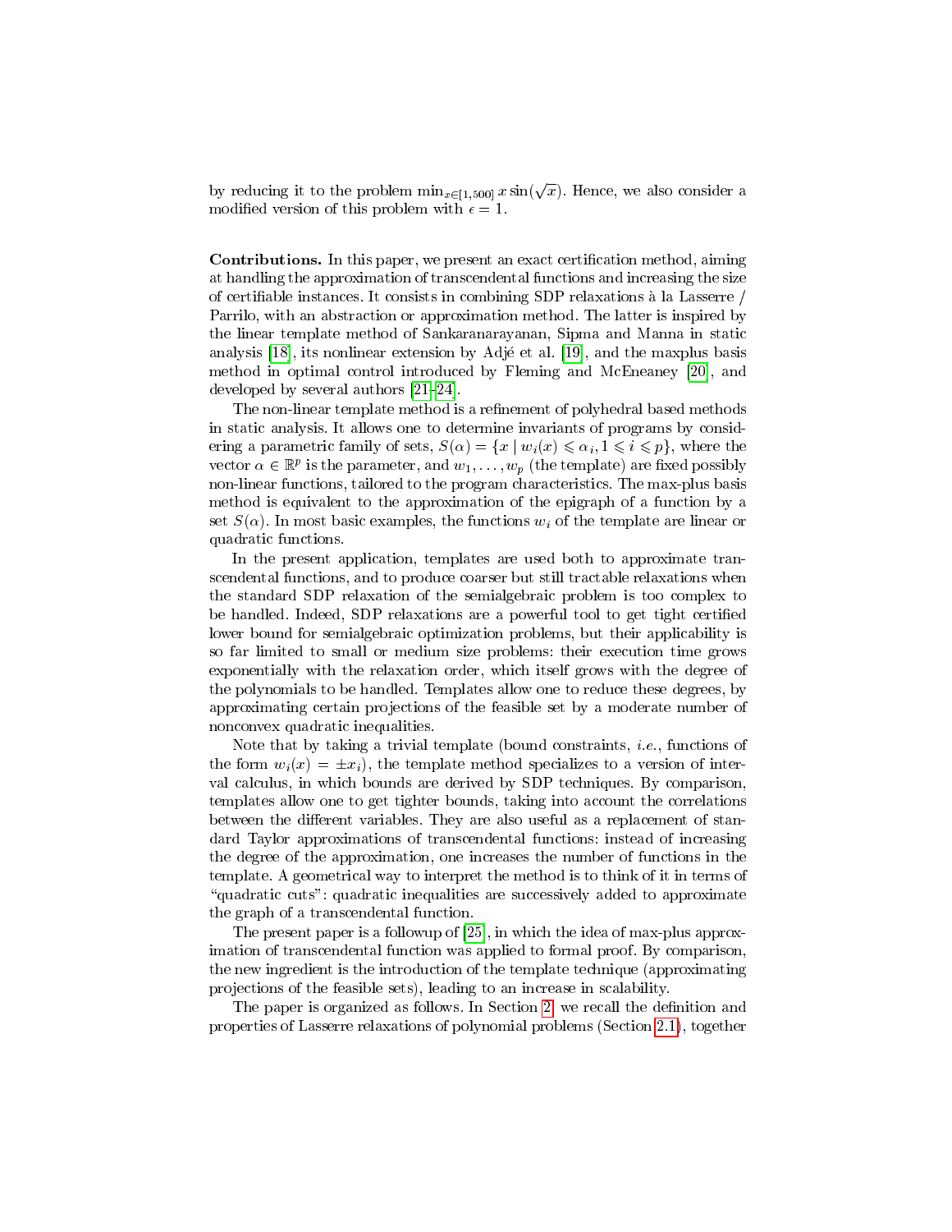by reducing it to the problem $\min_{x\in[1,500]} x\sin(\sqrt{x})$. Hence, we also consider a modified version of this problem with $\epsilon = 1$.

**Contributions.** In this paper, we present an exact certification method, aiming at handling the approximation of transcendental functions and increasing the size of certifiable instances. It consists in combining SDP relaxations à la Lasserre / Parrilo, with an abstraction or approximation method. The latter is inspired by the linear template method of Sankaranarayanan, Sipma and Manna in static analysis [18], its nonlinear extension by Adjé et al. [19], and the maxplus basis method in optimal control introduced by Fleming and McEneaney [20], and developed by several authors [21–24].

The non-linear template method is a refinement of polyhedral based methods in static analysis. It allows one to determine invariants of programs by considering a parametric family of sets, $S(\alpha) = \{x \mid w_i(x) \leqslant \alpha_i, 1 \leqslant i \leqslant p\}$, where the vector $\alpha \in \mathbb{R}^p$ is the parameter, and $w_1, \ldots, w_p$ (the template) are fixed possibly non-linear functions, tailored to the program characteristics. The max-plus basis method is equivalent to the approximation of the epigraph of a function by a set $S(\alpha)$. In most basic examples, the functions $w_i$ of the template are linear or quadratic functions.

In the present application, templates are used both to approximate transcendental functions, and to produce coarser but still tractable relaxations when the standard SDP relaxation of the semialgebraic problem is too complex to be handled. Indeed, SDP relaxations are a powerful tool to get tight certified lower bound for semialgebraic optimization problems, but their applicability is so far limited to small or medium size problems: their execution time grows exponentially with the relaxation order, which itself grows with the degree of the polynomials to be handled. Templates allow one to reduce these degrees, by approximating certain projections of the feasible set by a moderate number of nonconvex quadratic inequalities.

Note that by taking a trivial template (bound constraints, *i.e.*, functions of the form $w_i(x) = \pm x_i$), the template method specializes to a version of interval calculus, in which bounds are derived by SDP techniques. By comparison, templates allow one to get tighter bounds, taking into account the correlations between the different variables. They are also useful as a replacement of standard Taylor approximations of transcendental functions: instead of increasing the degree of the approximation, one increases the number of functions in the template. A geometrical way to interpret the method is to think of it in terms of "quadratic cuts": quadratic inequalities are successively added to approximate the graph of a transcendental function.

The present paper is a followup of [25], in which the idea of max-plus approximation of transcendental function was applied to formal proof. By comparison, the new ingredient is the introduction of the template technique (approximating projections of the feasible sets), leading to an increase in scalability.

The paper is organized as follows. In Section 2, we recall the definition and properties of Lasserre relaxations of polynomial problems (Section 2.1), together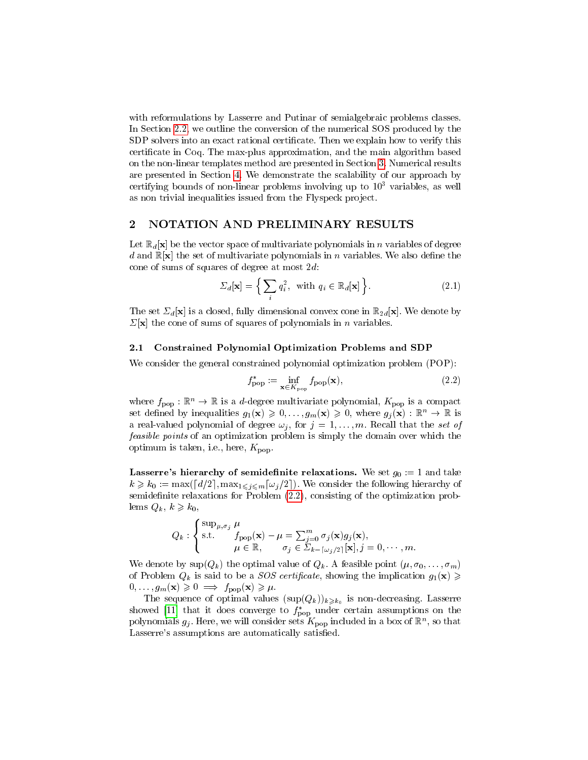with reformulations by Lasserre and Putinar of semialgebraic problems classes. In Section 2.2, we outline the conversion of the numerical SOS produced by the SDP solvers into an exact rational certificate. Then we explain how to verify this certificate in Coq. The max-plus approximation, and the main algorithm based on the non-linear templates method are presented in Section 3. Numerical results are presented in Section 4. We demonstrate the scalability of our approach by certifying bounds of non-linear problems involving up to $10^3$ variables, as well as non trivial inequalities issued from the Flyspeck project.

## 2 NOTATION AND PRELIMINARY RESULTS

Let $\mathbb{R}_d[\mathbf{x}]$ be the vector space of multivariate polynomials in $n$ variables of degree $d$ and $\mathbb{R}[\mathbf{x}]$ the set of multivariate polynomials in $n$ variables. We also define the cone of sums of squares of degree at most $2d$:

$$\Sigma_d[\mathbf{x}] = \Big\{ \sum_i q_i^2, \ \text{ with } q_i \in \mathbb{R}_d[\mathbf{x}] \Big\}. \tag{2.1}$$

The set $\Sigma_d[\mathbf{x}]$ is a closed, fully dimensional convex cone in $\mathbb{R}_{2d}[\mathbf{x}]$. We denote by $\Sigma[\mathbf{x}]$ the cone of sums of squares of polynomials in $n$ variables.

### 2.1 Constrained Polynomial Optimization Problems and SDP

We consider the general constrained polynomial optimization problem (POP):

$$f_{\text{pop}}^* := \inf_{\mathbf{x} \in K_{\text{pop}}} f_{\text{pop}}(\mathbf{x}), \tag{2.2}$$

where $f_{\text{pop}} : \mathbb{R}^n \to \mathbb{R}$ is a $d$-degree multivariate polynomial, $K_{\text{pop}}$ is a compact set defined by inequalities $g_1(\mathbf{x}) \geqslant 0, \dots, g_m(\mathbf{x}) \geqslant 0$, where $g_j(\mathbf{x}) : \mathbb{R}^n \to \mathbb{R}$ is a real-valued polynomial of degree $\omega_j$, for $j = 1, \dots, m$. Recall that the *set of feasible points* of an optimization problem is simply the domain over which the optimum is taken, i.e., here, $K_{\text{pop}}$.

**Lasserre's hierarchy of semidefinite relaxations.** We set $g_0 := 1$ and take $k \geqslant k_0 := \max(\lceil d/2 \rceil, \max_{1 \leqslant j \leqslant m} \lceil \omega_j / 2 \rceil)$. We consider the following hierarchy of semidefinite relaxations for Problem (2.2), consisting of the optimization problems $Q_k$, $k \geqslant k_0$,

$$Q_k : \begin{cases} \sup_{\mu, \sigma_j} \ \mu \\ \text{s.t.} \qquad f_{\text{pop}}(\mathbf{x}) - \mu = \sum_{j=0}^m \sigma_j(\mathbf{x}) g_j(\mathbf{x}), \\ \qquad\qquad \mu \in \mathbb{R}, \qquad \sigma_j \in \Sigma_{k - \lceil \omega_j / 2 \rceil}[\mathbf{x}], j = 0, \cdots, m. \end{cases}$$

We denote by $\sup(Q_k)$ the optimal value of $Q_k$. A feasible point $(\mu, \sigma_0, \dots, \sigma_m)$ of Problem $Q_k$ is said to be a *SOS certificate*, showing the implication $g_1(\mathbf{x}) \geqslant 0, \dots, g_m(\mathbf{x}) \geqslant 0 \implies f_{\text{pop}}(\mathbf{x}) \geqslant \mu$.

The sequence of optimal values $(\sup(Q_k))_{k \geqslant k_0}$ is non-decreasing. Lasserre showed [11] that it does converge to $f_{\text{pop}}^*$ under certain assumptions on the polynomials $g_j$. Here, we will consider sets $K_{\text{pop}}$ included in a box of $\mathbb{R}^n$, so that Lasserre's assumptions are automatically satisfied.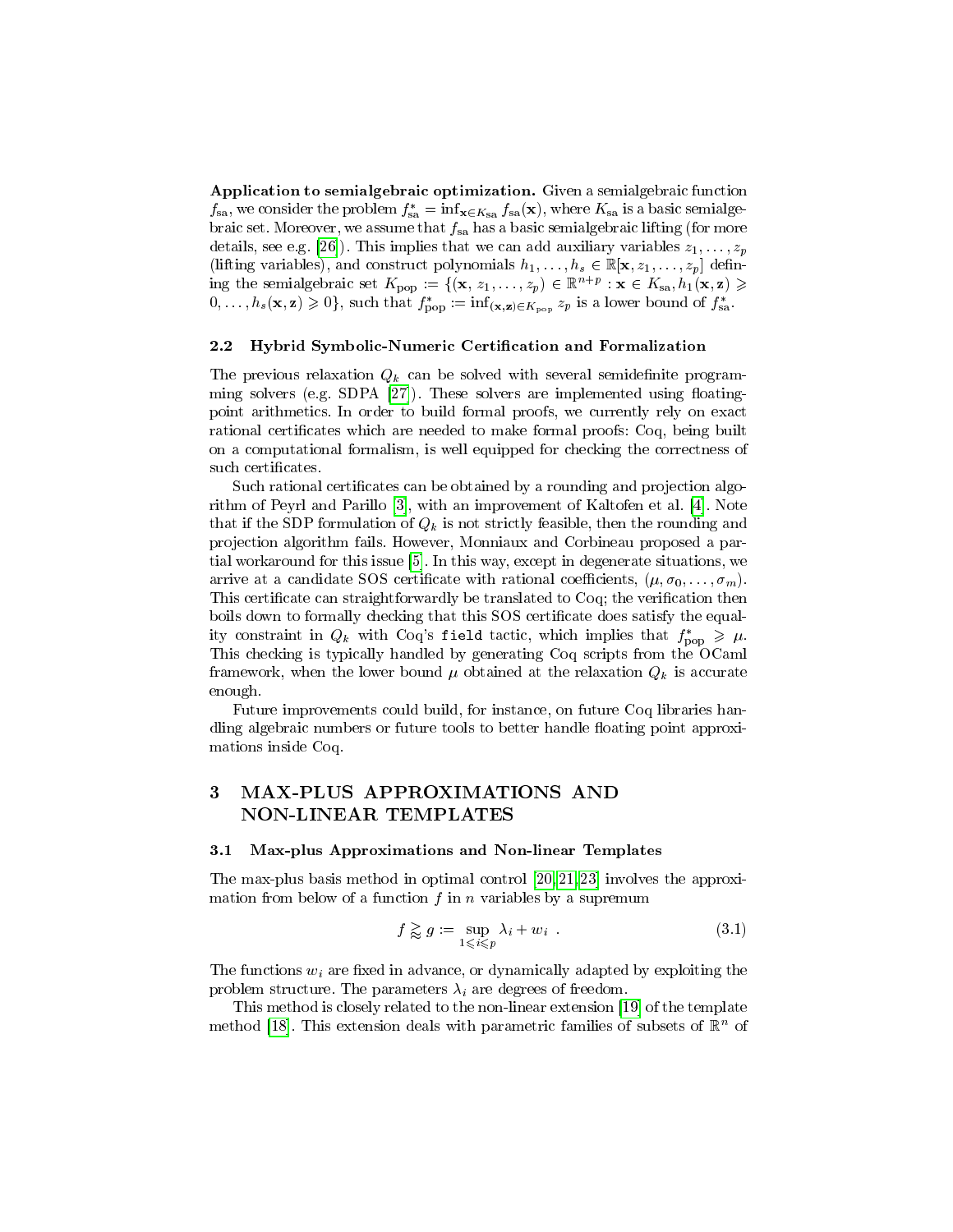**Application to semialgebraic optimization.** Given a semialgebraic function $f_{\text{sa}}$, we consider the problem $f_{\text{sa}}^* = \inf_{\mathbf{x} \in K_{\text{sa}}} f_{\text{sa}}(\mathbf{x})$, where $K_{\text{sa}}$ is a basic semialgebraic set. Moreover, we assume that $f_{\text{sa}}$ has a basic semialgebraic lifting (for more details, see e.g. [26]). This implies that we can add auxiliary variables $z_1, \ldots, z_p$ (lifting variables), and construct polynomials $h_1, \ldots, h_s \in \mathbb{R}[\mathbf{x}, z_1, \ldots, z_p]$ defining the semialgebraic set $K_{\text{pop}} := \{(\mathbf{x}, z_1, \ldots, z_p) \in \mathbb{R}^{n+p} : \mathbf{x} \in K_{\text{sa}}, h_1(\mathbf{x}, \mathbf{z}) \geqslant 0, \ldots, h_s(\mathbf{x}, \mathbf{z}) \geqslant 0\}$, such that $f_{\text{pop}}^* := \inf_{(\mathbf{x},\mathbf{z}) \in K_{\text{pop}}} z_p$ is a lower bound of $f_{\text{sa}}^*$.

### 2.2 Hybrid Symbolic-Numeric Certification and Formalization

The previous relaxation $Q_k$ can be solved with several semidefinite programming solvers (e.g. SDPA [27]). These solvers are implemented using floating-point arithmetics. In order to build formal proofs, we currently rely on exact rational certificates which are needed to make formal proofs: Coq, being built on a computational formalism, is well equipped for checking the correctness of such certificates.

Such rational certificates can be obtained by a rounding and projection algorithm of Peyrl and Parillo [3], with an improvement of Kaltofen et al. [4]. Note that if the SDP formulation of $Q_k$ is not strictly feasible, then the rounding and projection algorithm fails. However, Monniaux and Corbineau proposed a partial workaround for this issue [5]. In this way, except in degenerate situations, we arrive at a candidate SOS certificate with rational coefficients, $(\mu, \sigma_0, \ldots, \sigma_m)$. This certificate can straightforwardly be translated to Coq; the verification then boils down to formally checking that this SOS certificate does satisfy the equality constraint in $Q_k$ with Coq's `field` tactic, which implies that $f_{\text{pop}}^* \geqslant \mu$. This checking is typically handled by generating Coq scripts from the OCaml framework, when the lower bound $\mu$ obtained at the relaxation $Q_k$ is accurate enough.

Future improvements could build, for instance, on future Coq libraries handling algebraic numbers or future tools to better handle floating point approximations inside Coq.

## 3 MAX-PLUS APPROXIMATIONS AND NON-LINEAR TEMPLATES

### 3.1 Max-plus Approximations and Non-linear Templates

The max-plus basis method in optimal control [20,21,23] involves the approximation from below of a function $f$ in $n$ variables by a supremum

$$f \gtrapprox g := \sup_{1 \leqslant i \leqslant p} \lambda_i + w_i \ . \tag{3.1}$$

The functions $w_i$ are fixed in advance, or dynamically adapted by exploiting the problem structure. The parameters $\lambda_i$ are degrees of freedom.

This method is closely related to the non-linear extension [19] of the template method [18]. This extension deals with parametric families of subsets of $\mathbb{R}^n$ of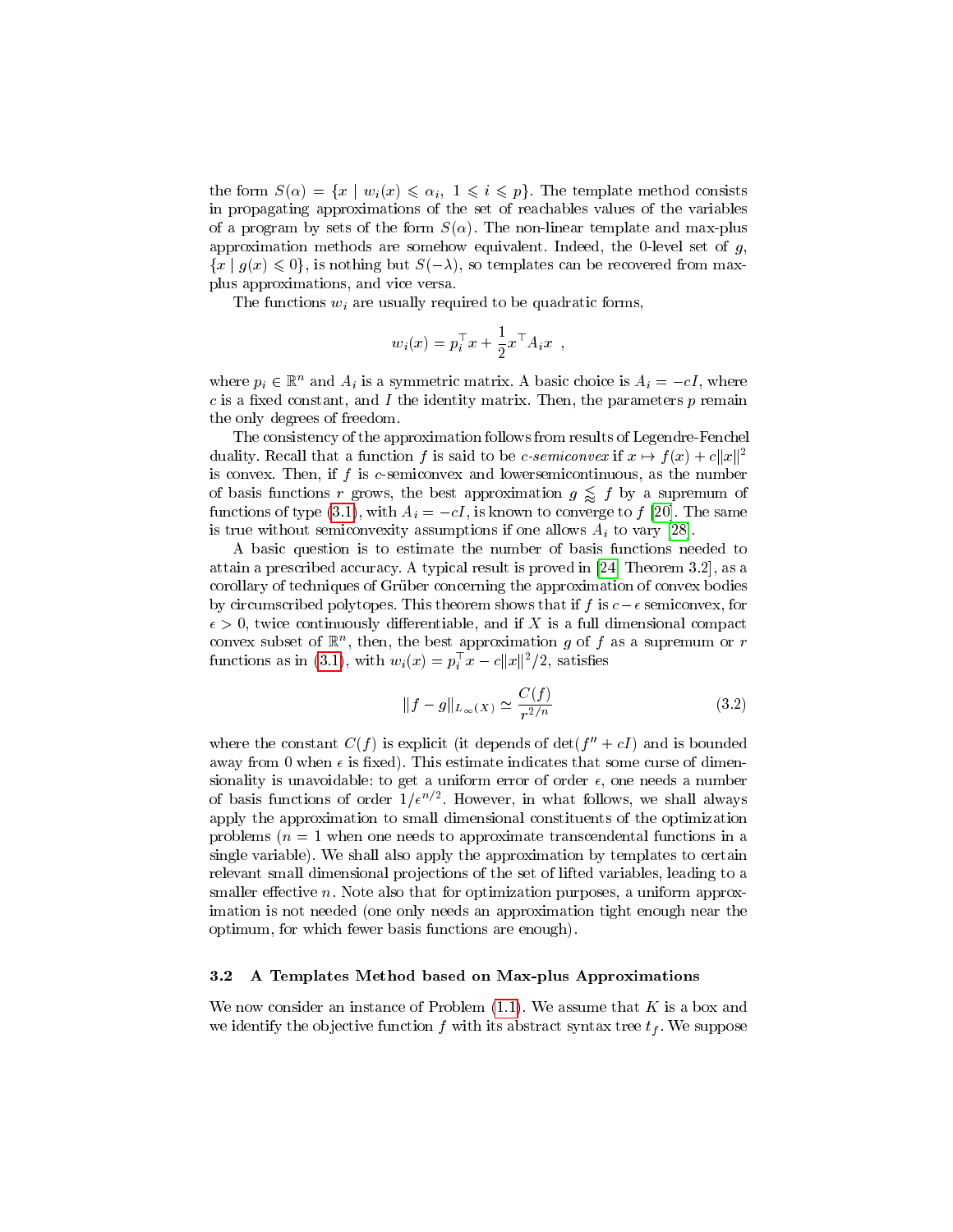the form $S(\alpha) = \{x \mid w_i(x) \leqslant \alpha_i,\ 1 \leqslant i \leqslant p\}$. The template method consists in propagating approximations of the set of reachables values of the variables of a program by sets of the form $S(\alpha)$. The non-linear template and max-plus approximation methods are somehow equivalent. Indeed, the 0-level set of $g$, $\{x \mid g(x) \leqslant 0\}$, is nothing but $S(-\lambda)$, so templates can be recovered from max-plus approximations, and vice versa.

The functions $w_i$ are usually required to be quadratic forms,

$$w_i(x) = p_i^\top x + \frac{1}{2} x^\top A_i x \ ,$$

where $p_i \in \mathbb{R}^n$ and $A_i$ is a symmetric matrix. A basic choice is $A_i = -cI$, where $c$ is a fixed constant, and $I$ the identity matrix. Then, the parameters $p$ remain the only degrees of freedom.

The consistency of the approximation follows from results of Legendre-Fenchel duality. Recall that a function $f$ is said to be *c-semiconvex* if $x \mapsto f(x) + c\|x\|^2$ is convex. Then, if $f$ is $c$-semiconvex and lowersemicontinuous, as the number of basis functions $r$ grows, the best approximation $g \lessapprox f$ by a supremum of functions of type (3.1), with $A_i = -cI$, is known to converge to $f$ [20]. The same is true without semiconvexity assumptions if one allows $A_i$ to vary [28].

A basic question is to estimate the number of basis functions needed to attain a prescribed accuracy. A typical result is proved in [24, Theorem 3.2], as a corollary of techniques of Grüber concerning the approximation of convex bodies by circumscribed polytopes. This theorem shows that if $f$ is $c - \epsilon$ semiconvex, for $\epsilon > 0$, twice continuously differentiable, and if $X$ is a full dimensional compact convex subset of $\mathbb{R}^n$, then, the best approximation $g$ of $f$ as a supremum or $r$ functions as in (3.1), with $w_i(x) = p_i^\top x - c\|x\|^2/2$, satisfies

$$\|f - g\|_{L_\infty(X)} \simeq \frac{C(f)}{r^{2/n}} \tag{3.2}$$

where the constant $C(f)$ is explicit (it depends of $\det(f'' + cI)$ and is bounded away from 0 when $\epsilon$ is fixed). This estimate indicates that some curse of dimensionality is unavoidable: to get a uniform error of order $\epsilon$, one needs a number of basis functions of order $1/\epsilon^{n/2}$. However, in what follows, we shall always apply the approximation to small dimensional constituents of the optimization problems ($n = 1$ when one needs to approximate transcendental functions in a single variable). We shall also apply the approximation by templates to certain relevant small dimensional projections of the set of lifted variables, leading to a smaller effective $n$. Note also that for optimization purposes, a uniform approximation is not needed (one only needs an approximation tight enough near the optimum, for which fewer basis functions are enough).

### 3.2 A Templates Method based on Max-plus Approximations

We now consider an instance of Problem (1.1). We assume that $K$ is a box and we identify the objective function $f$ with its abstract syntax tree $t_f$. We suppose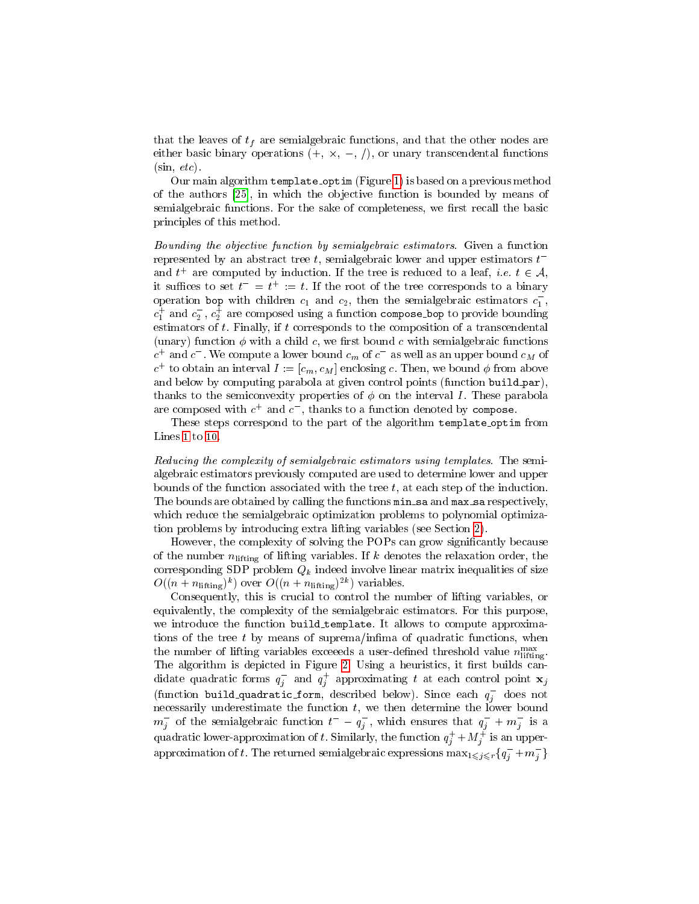that the leaves of $t_f$ are semialgebraic functions, and that the other nodes are either basic binary operations ($+$, $\times$, $-$, $/$), or unary transcendental functions (sin, *etc*).

Our main algorithm `template_optim` (Figure 1) is based on a previous method of the authors [25], in which the objective function is bounded by means of semialgebraic functions. For the sake of completeness, we first recall the basic principles of this method.

*Bounding the objective function by semialgebraic estimators.* Given a function represented by an abstract tree $t$, semialgebraic lower and upper estimators $t^-$ and $t^+$ are computed by induction. If the tree is reduced to a leaf, *i.e.* $t \in \mathcal{A}$, it suffices to set $t^- = t^+ := t$. If the root of the tree corresponds to a binary operation `bop` with children $c_1$ and $c_2$, then the semialgebraic estimators $c_1^-$, $c_1^+$ and $c_2^-$, $c_2^+$ are composed using a function `compose_bop` to provide bounding estimators of $t$. Finally, if $t$ corresponds to the composition of a transcendental (unary) function $\phi$ with a child $c$, we first bound $c$ with semialgebraic functions $c^+$ and $c^-$. We compute a lower bound $c_m$ of $c^-$ as well as an upper bound $c_M$ of $c^+$ to obtain an interval $I := [c_m, c_M]$ enclosing $c$. Then, we bound $\phi$ from above and below by computing parabola at given control points (function `build_par`), thanks to the semiconvexity properties of $\phi$ on the interval $I$. These parabola are composed with $c^+$ and $c^-$, thanks to a function denoted by `compose`.

These steps correspond to the part of the algorithm `template_optim` from Lines 1 to 10.

*Reducing the complexity of semialgebraic estimators using templates.* The semialgebraic estimators previously computed are used to determine lower and upper bounds of the function associated with the tree $t$, at each step of the induction. The bounds are obtained by calling the functions `min_sa` and `max_sa` respectively, which reduce the semialgebraic optimization problems to polynomial optimization problems by introducing extra lifting variables (see Section 2).

However, the complexity of solving the POPs can grow significantly because of the number $n_{\text{lifting}}$ of lifting variables. If $k$ denotes the relaxation order, the corresponding SDP problem $Q_k$ indeed involve linear matrix inequalities of size $O((n + n_{\text{lifting}})^k)$ over $O((n + n_{\text{lifting}})^{2k})$ variables.

Consequently, this is crucial to control the number of lifting variables, or equivalently, the complexity of the semialgebraic estimators. For this purpose, we introduce the function `build_template`. It allows to compute approximations of the tree $t$ by means of suprema/infima of quadratic functions, when the number of lifting variables exceeeds a user-defined threshold value $n_{\text{lifting}}^{\max}$. The algorithm is depicted in Figure 2. Using a heuristics, it first builds candidate quadratic forms $q_j^-$ and $q_j^+$ approximating $t$ at each control point $\mathbf{x}_j$ (function `build_quadratic_form`, described below). Since each $q_j^-$ does not necessarily underestimate the function $t$, we then determine the lower bound $m_j^-$ of the semialgebraic function $t^- - q_j^-$, which ensures that $q_j^- + m_j^-$ is a quadratic lower-approximation of $t$. Similarly, the function $q_j^+ + M_j^+$ is an upper-approximation of $t$. The returned semialgebraic expressions $\max_{1 \leqslant j \leqslant r}\{q_j^- + m_j^-\}$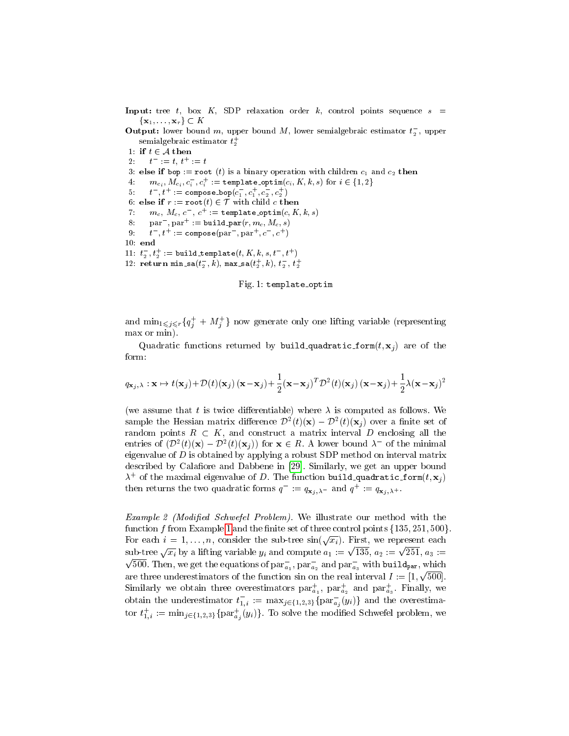**Input:** tree $t$, box $K$, SDP relaxation order $k$, control points sequence $s = \{\mathbf{x}_1, \ldots, \mathbf{x}_r\} \subset K$

**Output:** lower bound $m$, upper bound $M$, lower semialgebraic estimator $t_2^-$, upper semialgebraic estimator $t_2^+$

```
1: if t ∈ A then
2:     t⁻ := t, t⁺ := t
3: else if bop := root(t) is a binary operation with children c₁ and c₂ then
4:     m_{c_i}, M_{c_i}, c_i⁻, c_i⁺ := template_optim(c_i, K, k, s) for i ∈ {1, 2}
5:     t⁻, t⁺ := compose_bop(c₁⁻, c₁⁺, c₂⁻, c₂⁺)
6: else if r := root(t) ∈ T with child c then
7:     m_c, M_c, c⁻, c⁺ := template_optim(c, K, k, s)
8:     par⁻, par⁺ := build_par(r, m_c, M_c, s)
9:     t⁻, t⁺ := compose(par⁻, par⁺, c⁻, c⁺)
10: end
11: t₂⁻, t₂⁺ := build_template(t, K, k, s, t⁻, t⁺)
12: return min_sa(t₂⁻, k), max_sa(t₂⁺, k), t₂⁻, t₂⁺
```

Fig. 1: template_optim

and $\min_{1 \leqslant j \leqslant r}\{q_j^+ + M_j^+\}$ now generate only one lifting variable (representing max or min).

Quadratic functions returned by build_quadratic_form$(t, \mathbf{x}_j)$ are of the form:

$$q_{\mathbf{x}_j,\lambda} : \mathbf{x} \mapsto t(\mathbf{x}_j) + \mathcal{D}(t)(\mathbf{x}_j)\,(\mathbf{x}-\mathbf{x}_j) + \frac{1}{2}(\mathbf{x}-\mathbf{x}_j)^T \mathcal{D}^2(t)(\mathbf{x}_j)\,(\mathbf{x}-\mathbf{x}_j) + \frac{1}{2}\lambda(\mathbf{x}-\mathbf{x}_j)^2$$

(we assume that $t$ is twice differentiable) where $\lambda$ is computed as follows. We sample the Hessian matrix difference $\mathcal{D}^2(t)(\mathbf{x}) - \mathcal{D}^2(t)(\mathbf{x}_j)$ over a finite set of random points $R \subset K$, and construct a matrix interval $D$ enclosing all the entries of $(\mathcal{D}^2(t)(\mathbf{x}) - \mathcal{D}^2(t)(\mathbf{x}_j))$ for $\mathbf{x} \in R$. A lower bound $\lambda^-$ of the minimal eigenvalue of $D$ is obtained by applying a robust SDP method on interval matrix described by Calafiore and Dabbene in [29]. Similarly, we get an upper bound $\lambda^+$ of the maximal eigenvalue of $D$. The function build_quadratic_form$(t, \mathbf{x}_j)$ then returns the two quadratic forms $q^- := q_{\mathbf{x}_j,\lambda^-}$ and $q^+ := q_{\mathbf{x}_j,\lambda^+}$.

*Example 2 (Modified Schwefel Problem).* We illustrate our method with the function $f$ from Example 1 and the finite set of three control points $\{135, 251, 500\}$. For each $i = 1, \ldots, n$, consider the sub-tree $\sin(\sqrt{x_i})$. First, we represent each sub-tree $\sqrt{x_i}$ by a lifting variable $y_i$ and compute $a_1 := \sqrt{135}$, $a_2 := \sqrt{251}$, $a_3 := \sqrt{500}$. Then, we get the equations of $\text{par}_{a_1}^-, \text{par}_{a_2}^-$ and $\text{par}_{a_3}^-$ with $\text{build}_{\text{par}}$, which are three underestimators of the function sin on the real interval $I := [1, \sqrt{500}]$. Similarly we obtain three overestimators $\text{par}_{a_1}^+$, $\text{par}_{a_2}^+$ and $\text{par}_{a_3}^+$. Finally, we obtain the underestimator $t_{1,i}^- := \max_{j \in \{1,2,3\}}\{\text{par}_{a_j}^-(y_i)\}$ and the overestimator $t_{1,i}^+ := \min_{j \in \{1,2,3\}}\{\text{par}_{a_j}^+(y_i)\}$. To solve the modified Schwefel problem, we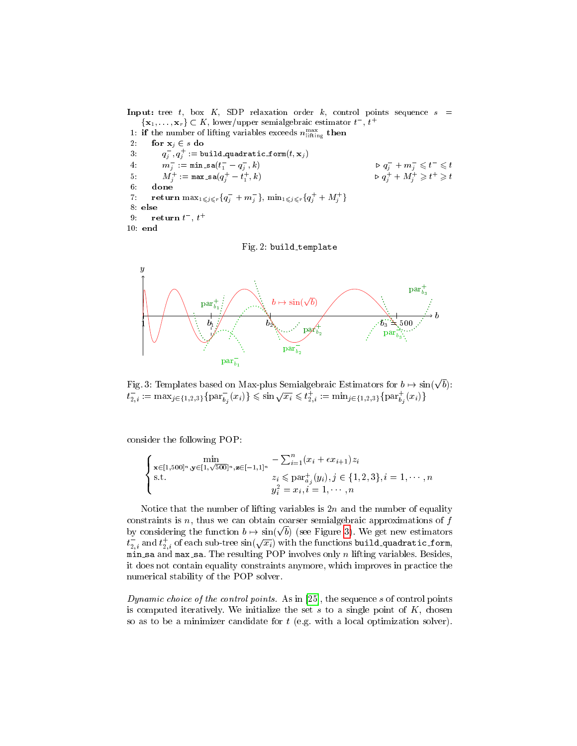**Input:** tree $t$, box $K$, SDP relaxation order $k$, control points sequence $s = \{\mathbf{x}_1, \ldots, \mathbf{x}_r\} \subset K$, lower/upper semialgebraic estimator $t^-$, $t^+$

```
1: if the number of lifting variables exceeds n_lifting^max then
2:     for x_j ∈ s do
3:         q_j^-, q_j^+ := build_quadratic_form(t, x_j)
4:         m_j^- := min_sa(t_1^- − q_j^-, k)          ▷ q_j^- + m_j^- ⩽ t^- ⩽ t
5:         M_j^+ := max_sa(q_j^+ − t_1^+, k)          ▷ q_j^+ + M_j^+ ⩾ t^+ ⩾ t
6:     done
7:     return max_{1⩽j⩽r}{q_j^- + m_j^-}, min_{1⩽j⩽r}{q_j^+ + M_j^+}
8: else
9:     return t^-, t^+
10: end
```

Fig. 2: build_template

Fig. 3: Templates based on Max-plus Semialgebraic Estimators for $b \mapsto \sin(\sqrt{b})$: $t_{2,i}^- := \max_{j \in \{1,2,3\}}\{\mathrm{par}_{b_j}^-(x_i)\} \leqslant \sin\sqrt{x_i} \leqslant t_{2,i}^+ := \min_{j \in \{1,2,3\}}\{\mathrm{par}_{b_j}^+(x_i)\}$

consider the following POP:

$$
\begin{cases}
\min\limits_{\mathbf{x} \in [1,500]^n, \mathbf{y} \in [1,\sqrt{500}]^n, \mathbf{z} \in [-1,1]^n} & -\sum_{i=1}^{n}(x_i + \epsilon x_{i+1}) z_i \\
\text{s.t.} & z_i \leqslant \mathrm{par}_{a_j}^+(y_i), j \in \{1,2,3\}, i = 1, \cdots, n \\
 & y_i^2 = x_i, i = 1, \cdots, n
\end{cases}
$$

Notice that the number of lifting variables is $2n$ and the number of equality constraints is $n$, thus we can obtain coarser semialgebraic approximations of $f$ by considering the function $b \mapsto \sin(\sqrt{b})$ (see Figure 3). We get new estimators $t_{2,i}^-$ and $t_{2,i}^+$ of each sub-tree $\sin(\sqrt{x_i})$ with the functions `build_quadratic_form`, `min_sa` and `max_sa`. The resulting POP involves only $n$ lifting variables. Besides, it does not contain equality constraints anymore, which improves in practice the numerical stability of the POP solver.

*Dynamic choice of the control points.* As in [25], the sequence $s$ of control points is computed iteratively. We initialize the set $s$ to a single point of $K$, chosen so as to be a minimizer candidate for $t$ (e.g. with a local optimization solver).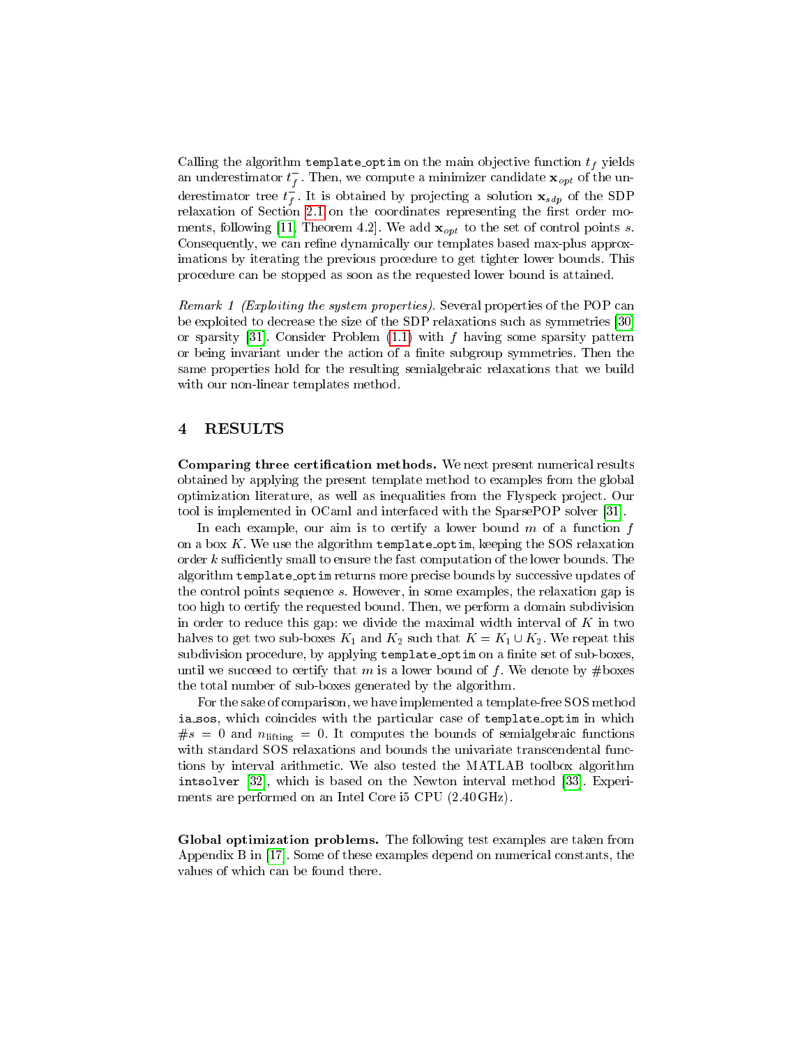Calling the algorithm `template_optim` on the main objective function $t_f$ yields an underestimator $t_f^-$. Then, we compute a minimizer candidate $\mathbf{x}_{opt}$ of the underestimator tree $t_f^-$. It is obtained by projecting a solution $\mathbf{x}_{sdp}$ of the SDP relaxation of Section 2.1 on the coordinates representing the first order moments, following [11, Theorem 4.2]. We add $\mathbf{x}_{opt}$ to the set of control points $s$. Consequently, we can refine dynamically our templates based max-plus approximations by iterating the previous procedure to get tighter lower bounds. This procedure can be stopped as soon as the requested lower bound is attained.

*Remark 1 (Exploiting the system properties).* Several properties of the POP can be exploited to decrease the size of the SDP relaxations such as symmetries [30] or sparsity [31]. Consider Problem (1.1) with $f$ having some sparsity pattern or being invariant under the action of a finite subgroup symmetries. Then the same properties hold for the resulting semialgebraic relaxations that we build with our non-linear templates method.

## 4 RESULTS

**Comparing three certification methods.** We next present numerical results obtained by applying the present template method to examples from the global optimization literature, as well as inequalities from the Flyspeck project. Our tool is implemented in OCaml and interfaced with the SparsePOP solver [31].

In each example, our aim is to certify a lower bound $m$ of a function $f$ on a box $K$. We use the algorithm `template_optim`, keeping the SOS relaxation order $k$ sufficiently small to ensure the fast computation of the lower bounds. The algorithm `template_optim` returns more precise bounds by successive updates of the control points sequence $s$. However, in some examples, the relaxation gap is too high to certify the requested bound. Then, we perform a domain subdivision in order to reduce this gap: we divide the maximal width interval of $K$ in two halves to get two sub-boxes $K_1$ and $K_2$ such that $K = K_1 \cup K_2$. We repeat this subdivision procedure, by applying `template_optim` on a finite set of sub-boxes, until we succeed to certify that $m$ is a lower bound of $f$. We denote by #boxes the total number of sub-boxes generated by the algorithm.

For the sake of comparison, we have implemented a template-free SOS method `ia_sos`, which coincides with the particular case of `template_optim` in which $\#s = 0$ and $n_{\text{lifting}} = 0$. It computes the bounds of semialgebraic functions with standard SOS relaxations and bounds the univariate transcendental functions by interval arithmetic. We also tested the MATLAB toolbox algorithm `intsolver` [32], which is based on the Newton interval method [33]. Experiments are performed on an Intel Core i5 CPU (2.40 GHz).

**Global optimization problems.** The following test examples are taken from Appendix B in [17]. Some of these examples depend on numerical constants, the values of which can be found there.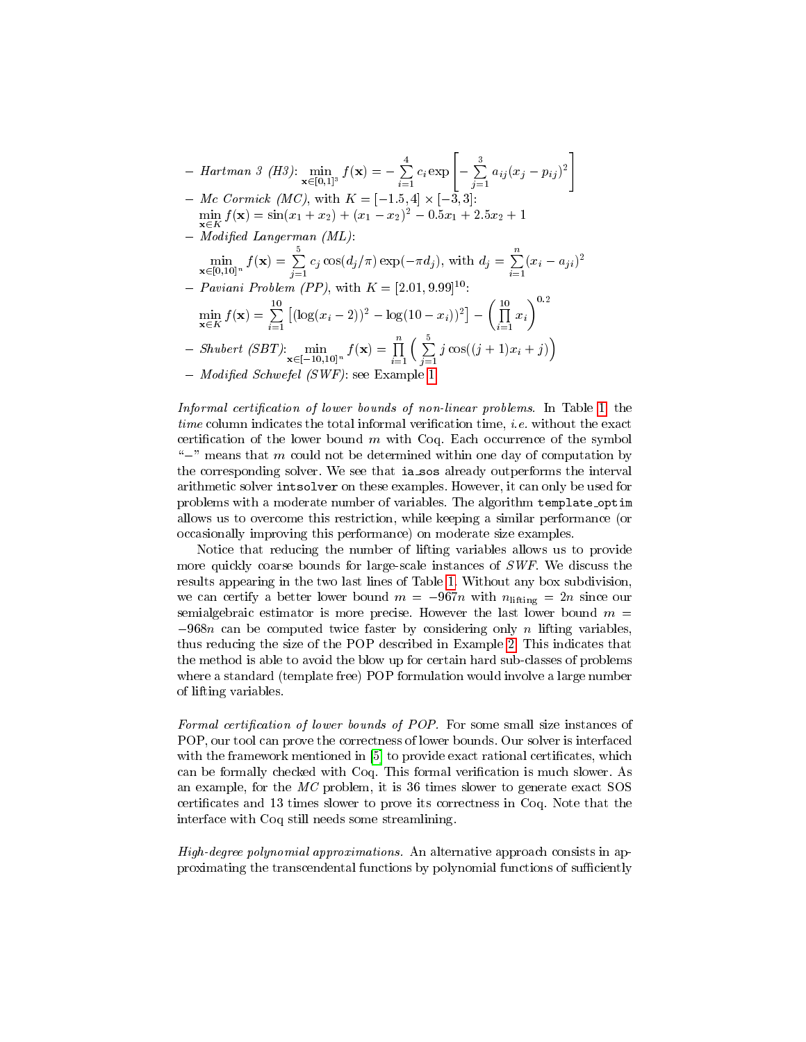- *Hartman 3 (H3)*: $\min_{\mathbf{x}\in[0,1]^3} f(\mathbf{x}) = -\sum_{i=1}^{4} c_i \exp\left[-\sum_{j=1}^{3} a_{ij}(x_j - p_{ij})^2\right]$
- *Mc Cormick (MC)*, with $K = [-1.5, 4] \times [-3, 3]$:
  $\min_{\mathbf{x}\in K} f(\mathbf{x}) = \sin(x_1 + x_2) + (x_1 - x_2)^2 - 0.5x_1 + 2.5x_2 + 1$
- *Modified Langerman (ML)*:
  $\min_{\mathbf{x}\in[0,10]^n} f(\mathbf{x}) = \sum_{j=1}^{5} c_j \cos(d_j/\pi)\exp(-\pi d_j)$, with $d_j = \sum_{i=1}^{n}(x_i - a_{ji})^2$
- *Paviani Problem (PP)*, with $K = [2.01, 9.99]^{10}$:
  $\min_{\mathbf{x}\in K} f(\mathbf{x}) = \sum_{i=1}^{10}\left[(\log(x_i - 2))^2 - \log(10 - x_i))^2\right] - \left(\prod_{i=1}^{10} x_i\right)^{0.2}$
- *Shubert (SBT)*: $\min_{\mathbf{x}\in[-10,10]^n} f(\mathbf{x}) = \prod_{i=1}^{n}\Big(\sum_{j=1}^{5} j\cos((j+1)x_i + j)\Big)$
- *Modified Schwefel (SWF)*: see Example 1

*Informal certification of lower bounds of non-linear problems.* In Table 1, the *time* column indicates the total informal verification time, *i.e.* without the exact certification of the lower bound $m$ with Coq. Each occurrence of the symbol "$-$" means that $m$ could not be determined within one day of computation by the corresponding solver. We see that `ia_sos` already outperforms the interval arithmetic solver `intsolver` on these examples. However, it can only be used for problems with a moderate number of variables. The algorithm `template_optim` allows us to overcome this restriction, while keeping a similar performance (or occasionally improving this performance) on moderate size examples.

Notice that reducing the number of lifting variables allows us to provide more quickly coarse bounds for large-scale instances of *SWF*. We discuss the results appearing in the two last lines of Table 1. Without any box subdivision, we can certify a better lower bound $m = -967n$ with $n_{\text{lifting}} = 2n$ since our semialgebraic estimator is more precise. However the last lower bound $m = -968n$ can be computed twice faster by considering only $n$ lifting variables, thus reducing the size of the POP described in Example 2. This indicates that the method is able to avoid the blow up for certain hard sub-classes of problems where a standard (template free) POP formulation would involve a large number of lifting variables.

*Formal certification of lower bounds of POP.* For some small size instances of POP, our tool can prove the correctness of lower bounds. Our solver is interfaced with the framework mentioned in [5] to provide exact rational certificates, which can be formally checked with Coq. This formal verification is much slower. As an example, for the *MC* problem, it is 36 times slower to generate exact SOS certificates and 13 times slower to prove its correctness in Coq. Note that the interface with Coq still needs some streamlining.

*High-degree polynomial approximations.* An alternative approach consists in approximating the transcendental functions by polynomial functions of sufficiently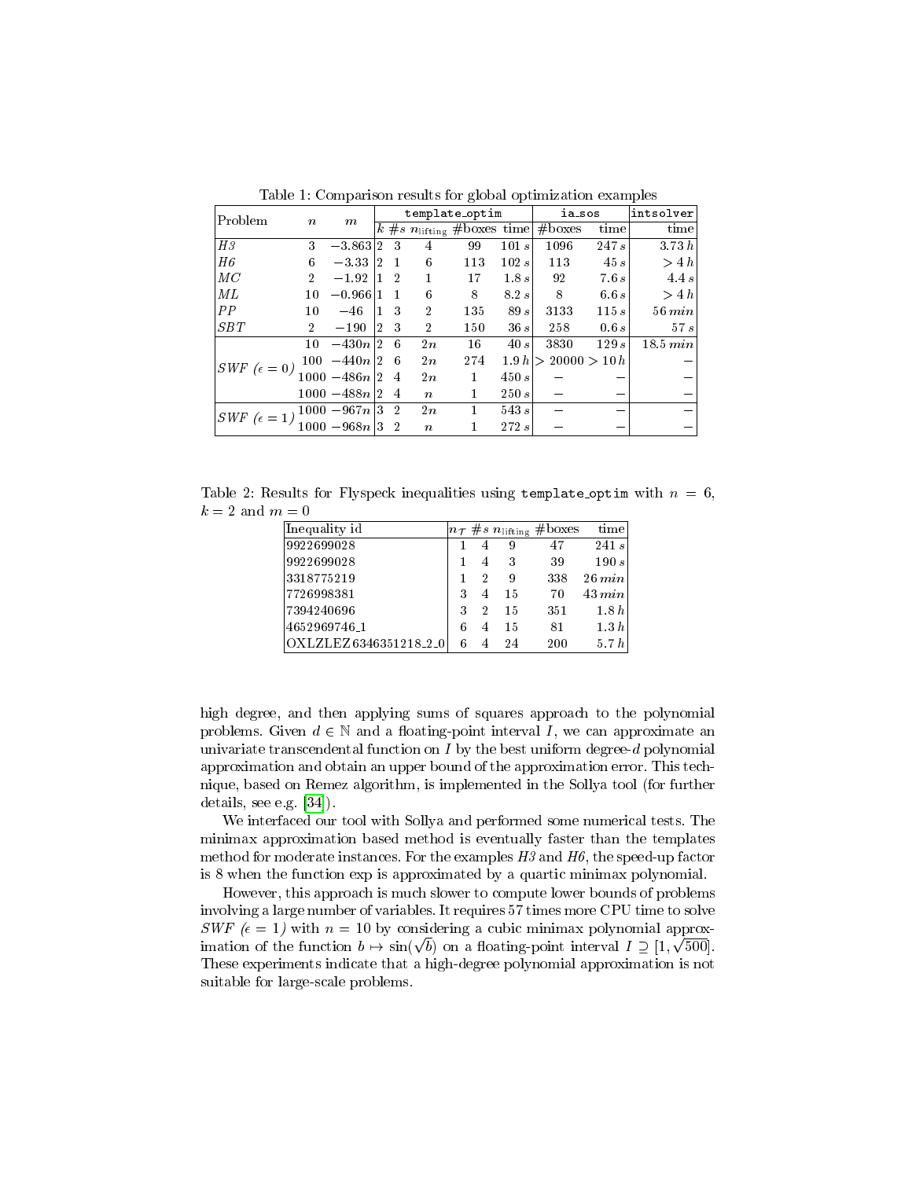Table 1: Comparison results for global optimization examples

| Problem | $n$ | $m$ | `template_optim` | | | | | `ia_sos` | | `intsolver` |
|---|---|---|---|---|---|---|---|---|---|---|
| | | | $k$ | $\#s$ | $n_{\text{lifting}}$ | #boxes | time | #boxes | time | time |
| *H3* | 3 | $-3.863$ | 2 | 3 | 4 | 99 | $101\,s$ | 1096 | $247\,s$ | $3.73\,h$ |
| *H6* | 6 | $-3.33$ | 2 | 1 | 6 | 113 | $102\,s$ | 113 | $45\,s$ | $>4\,h$ |
| *MC* | 2 | $-1.92$ | 1 | 2 | 1 | 17 | $1.8\,s$ | 92 | $7.6\,s$ | $4.4\,s$ |
| *ML* | 10 | $-0.966$ | 1 | 1 | 6 | 8 | $8.2\,s$ | 8 | $6.6\,s$ | $>4\,h$ |
| *PP* | 10 | $-46$ | 1 | 3 | 2 | 135 | $89\,s$ | 3133 | $115\,s$ | $56\,min$ |
| *SBT* | 2 | $-190$ | 2 | 3 | 2 | 150 | $36\,s$ | 258 | $0.6\,s$ | $57\,s$ |
| *SWF* ($\epsilon = 0$) | 10 | $-430n$ | 2 | 6 | $2n$ | 16 | $40\,s$ | 3830 | $129\,s$ | $18.5\,min$ |
| | 100 | $-440n$ | 2 | 6 | $2n$ | 274 | $1.9\,h$ | $> 20000$ | $> 10\,h$ | $-$ |
| | 1000 | $-486n$ | 2 | 4 | $2n$ | 1 | $450\,s$ | $-$ | $-$ | $-$ |
| | 1000 | $-488n$ | 2 | 4 | $n$ | 1 | $250\,s$ | $-$ | $-$ | $-$ |
| *SWF* ($\epsilon = 1$) | 1000 | $-967n$ | 3 | 2 | $2n$ | 1 | $543\,s$ | $-$ | $-$ | $-$ |
| | 1000 | $-968n$ | 3 | 2 | $n$ | 1 | $272\,s$ | $-$ | $-$ | $-$ |

Table 2: Results for Flyspeck inequalities using `template_optim` with $n = 6$, $k = 2$ and $m = 0$

| Inequality id | $n_{\mathcal{T}}$ | $\#s$ | $n_{\text{lifting}}$ | #boxes | time |
|---|---|---|---|---|---|
| 9922699028 | 1 | 4 | 9 | 47 | $241\,s$ |
| 9922699028 | 1 | 4 | 3 | 39 | $190\,s$ |
| 3318775219 | 1 | 2 | 9 | 338 | $26\,min$ |
| 7726998381 | 3 | 4 | 15 | 70 | $43\,min$ |
| 7394240696 | 3 | 2 | 15 | 351 | $1.8\,h$ |
| 4652969746_1 | 6 | 4 | 15 | 81 | $1.3\,h$ |
| OXLZLEZ 6346351218_2_0 | 6 | 4 | 24 | 200 | $5.7\,h$ |

high degree, and then applying sums of squares approach to the polynomial problems. Given $d \in \mathbb{N}$ and a floating-point interval $I$, we can approximate an univariate transcendental function on $I$ by the best uniform degree-$d$ polynomial approximation and obtain an upper bound of the approximation error. This technique, based on Remez algorithm, is implemented in the Sollya tool (for further details, see e.g. [34]).

We interfaced our tool with Sollya and performed some numerical tests. The minimax approximation based method is eventually faster than the templates method for moderate instances. For the examples *H3* and *H6*, the speed-up factor is 8 when the function exp is approximated by a quartic minimax polynomial.

However, this approach is much slower to compute lower bounds of problems involving a large number of variables. It requires 57 times more CPU time to solve *SWF* ($\epsilon = 1$) with $n = 10$ by considering a cubic minimax polynomial approximation of the function $b \mapsto \sin(\sqrt{b})$ on a floating-point interval $I \supseteq [1, \sqrt{500}]$. These experiments indicate that a high-degree polynomial approximation is not suitable for large-scale problems.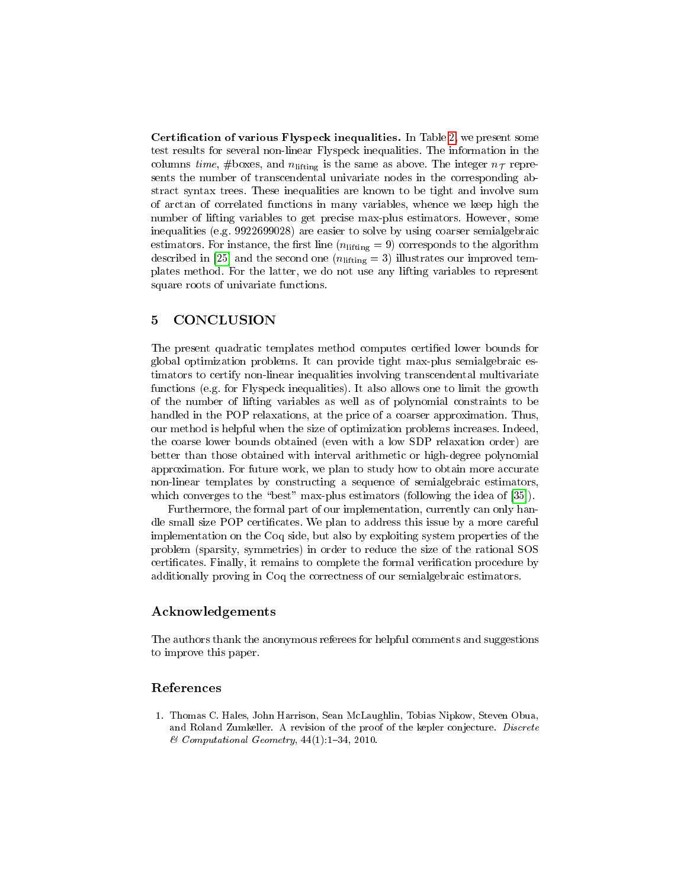**Certification of various Flyspeck inequalities.** In Table 2, we present some test results for several non-linear Flyspeck inequalities. The information in the columns *time*, #boxes, and $n_{\text{lifting}}$ is the same as above. The integer $n_{\mathcal{T}}$ represents the number of transcendental univariate nodes in the corresponding abstract syntax trees. These inequalities are known to be tight and involve sum of arctan of correlated functions in many variables, whence we keep high the number of lifting variables to get precise max-plus estimators. However, some inequalities (e.g. 9922699028) are easier to solve by using coarser semialgebraic estimators. For instance, the first line ($n_{\text{lifting}} = 9$) corresponds to the algorithm described in [25] and the second one ($n_{\text{lifting}} = 3$) illustrates our improved templates method. For the latter, we do not use any lifting variables to represent square roots of univariate functions.

## 5 CONCLUSION

The present quadratic templates method computes certified lower bounds for global optimization problems. It can provide tight max-plus semialgebraic estimators to certify non-linear inequalities involving transcendental multivariate functions (e.g. for Flyspeck inequalities). It also allows one to limit the growth of the number of lifting variables as well as of polynomial constraints to be handled in the POP relaxations, at the price of a coarser approximation. Thus, our method is helpful when the size of optimization problems increases. Indeed, the coarse lower bounds obtained (even with a low SDP relaxation order) are better than those obtained with interval arithmetic or high-degree polynomial approximation. For future work, we plan to study how to obtain more accurate non-linear templates by constructing a sequence of semialgebraic estimators, which converges to the "best" max-plus estimators (following the idea of [35]).

Furthermore, the formal part of our implementation, currently can only handle small size POP certificates. We plan to address this issue by a more careful implementation on the Coq side, but also by exploiting system properties of the problem (sparsity, symmetries) in order to reduce the size of the rational SOS certificates. Finally, it remains to complete the formal verification procedure by additionally proving in Coq the correctness of our semialgebraic estimators.

### Acknowledgements

The authors thank the anonymous referees for helpful comments and suggestions to improve this paper.

### References

1. Thomas C. Hales, John Harrison, Sean McLaughlin, Tobias Nipkow, Steven Obua, and Roland Zumkeller. A revision of the proof of the kepler conjecture. *Discrete & Computational Geometry*, 44(1):1–34, 2010.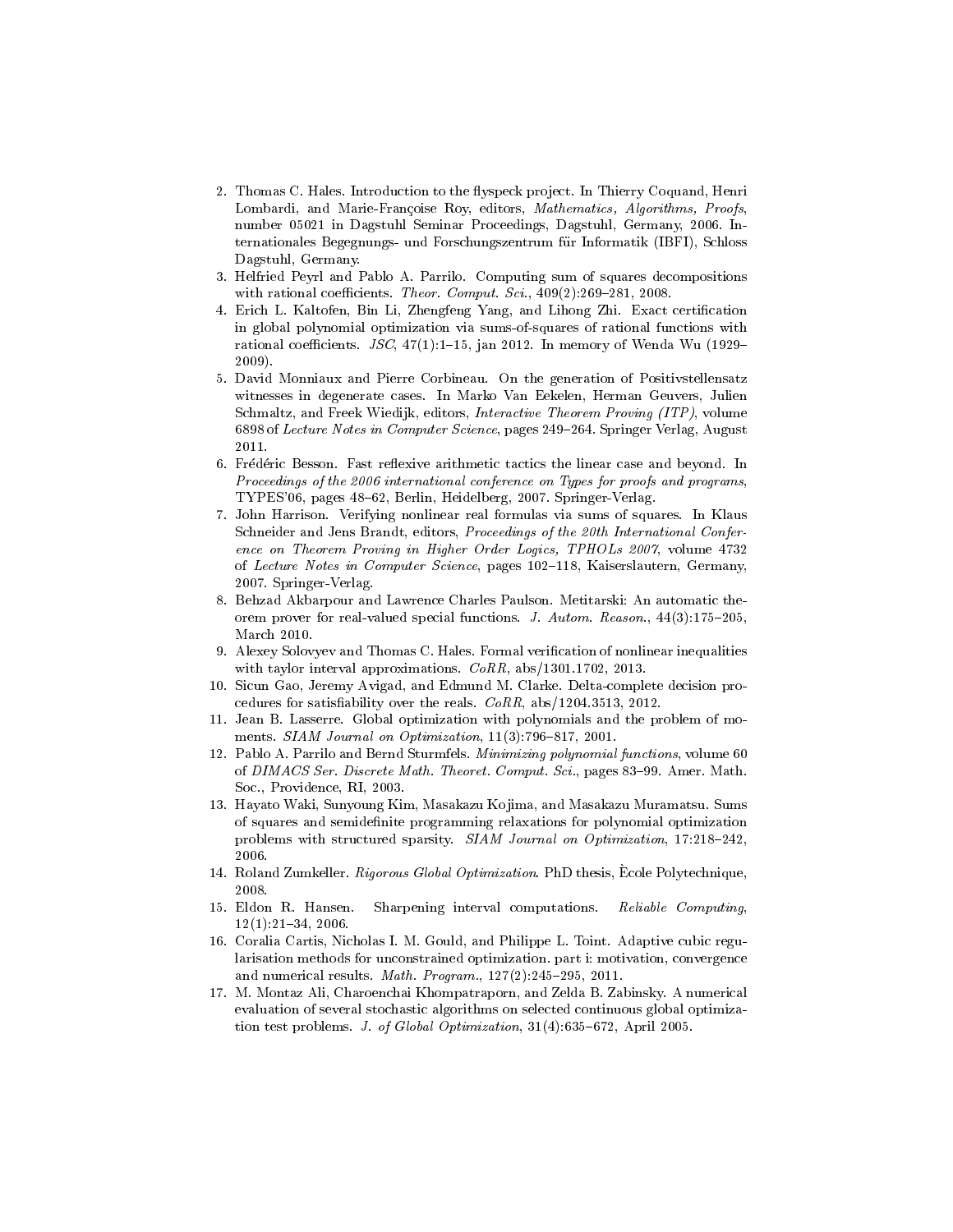2. Thomas C. Hales. Introduction to the flyspeck project. In Thierry Coquand, Henri Lombardi, and Marie-Françoise Roy, editors, *Mathematics, Algorithms, Proofs*, number 05021 in Dagstuhl Seminar Proceedings, Dagstuhl, Germany, 2006. Internationales Begegnungs- und Forschungszentrum für Informatik (IBFI), Schloss Dagstuhl, Germany.
3. Helfried Peyrl and Pablo A. Parrilo. Computing sum of squares decompositions with rational coefficients. *Theor. Comput. Sci.*, 409(2):269–281, 2008.
4. Erich L. Kaltofen, Bin Li, Zhengfeng Yang, and Lihong Zhi. Exact certification in global polynomial optimization via sums-of-squares of rational functions with rational coefficients. *JSC*, 47(1):1–15, jan 2012. In memory of Wenda Wu (1929–2009).
5. David Monniaux and Pierre Corbineau. On the generation of Positivstellensatz witnesses in degenerate cases. In Marko Van Eekelen, Herman Geuvers, Julien Schmaltz, and Freek Wiedijk, editors, *Interactive Theorem Proving (ITP)*, volume 6898 of *Lecture Notes in Computer Science*, pages 249–264. Springer Verlag, August 2011.
6. Frédéric Besson. Fast reflexive arithmetic tactics the linear case and beyond. In *Proceedings of the 2006 international conference on Types for proofs and programs*, TYPES'06, pages 48–62, Berlin, Heidelberg, 2007. Springer-Verlag.
7. John Harrison. Verifying nonlinear real formulas via sums of squares. In Klaus Schneider and Jens Brandt, editors, *Proceedings of the 20th International Conference on Theorem Proving in Higher Order Logics, TPHOLs 2007*, volume 4732 of *Lecture Notes in Computer Science*, pages 102–118, Kaiserslautern, Germany, 2007. Springer-Verlag.
8. Behzad Akbarpour and Lawrence Charles Paulson. Metitarski: An automatic theorem prover for real-valued special functions. *J. Autom. Reason.*, 44(3):175–205, March 2010.
9. Alexey Solovyev and Thomas C. Hales. Formal verification of nonlinear inequalities with taylor interval approximations. *CoRR*, abs/1301.1702, 2013.
10. Sicun Gao, Jeremy Avigad, and Edmund M. Clarke. Delta-complete decision procedures for satisfiability over the reals. *CoRR*, abs/1204.3513, 2012.
11. Jean B. Lasserre. Global optimization with polynomials and the problem of moments. *SIAM Journal on Optimization*, 11(3):796–817, 2001.
12. Pablo A. Parrilo and Bernd Sturmfels. *Minimizing polynomial functions*, volume 60 of *DIMACS Ser. Discrete Math. Theoret. Comput. Sci.*, pages 83–99. Amer. Math. Soc., Providence, RI, 2003.
13. Hayato Waki, Sunyoung Kim, Masakazu Kojima, and Masakazu Muramatsu. Sums of squares and semidefinite programming relaxations for polynomial optimization problems with structured sparsity. *SIAM Journal on Optimization*, 17:218–242, 2006.
14. Roland Zumkeller. *Rigorous Global Optimization*. PhD thesis, Ècole Polytechnique, 2008.
15. Eldon R. Hansen. Sharpening interval computations. *Reliable Computing*, 12(1):21–34, 2006.
16. Coralia Cartis, Nicholas I. M. Gould, and Philippe L. Toint. Adaptive cubic regularisation methods for unconstrained optimization. part i: motivation, convergence and numerical results. *Math. Program.*, 127(2):245–295, 2011.
17. M. Montaz Ali, Charoenchai Khompatraporn, and Zelda B. Zabinsky. A numerical evaluation of several stochastic algorithms on selected continuous global optimization test problems. *J. of Global Optimization*, 31(4):635–672, April 2005.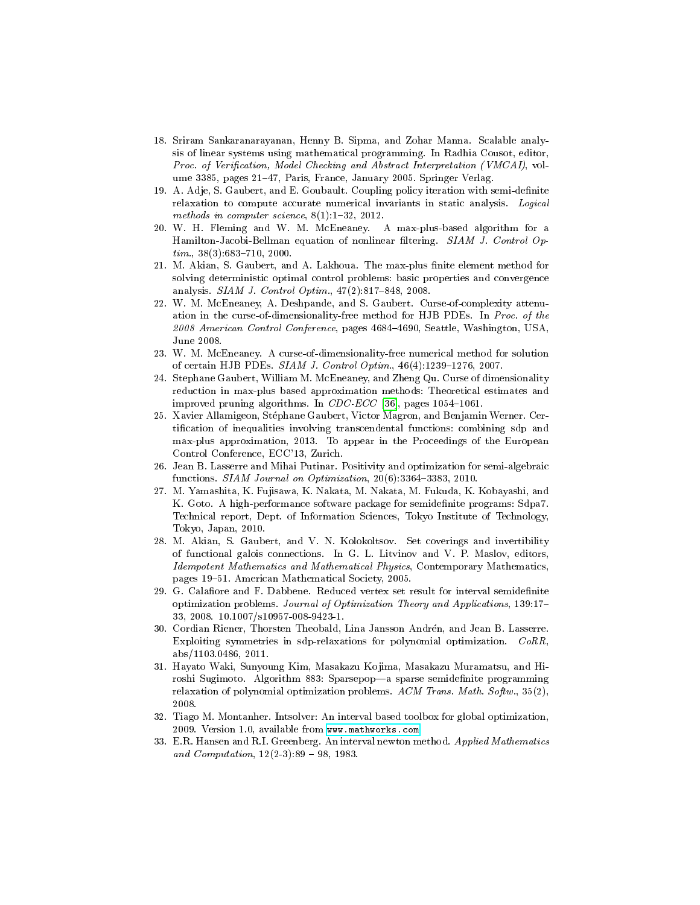18. Sriram Sankaranarayanan, Henny B. Sipma, and Zohar Manna. Scalable analysis of linear systems using mathematical programming. In Radhia Cousot, editor, *Proc. of Verification, Model Checking and Abstract Interpretation (VMCAI)*, volume 3385, pages 21–47, Paris, France, January 2005. Springer Verlag.
19. A. Adje, S. Gaubert, and E. Goubault. Coupling policy iteration with semi-definite relaxation to compute accurate numerical invariants in static analysis. *Logical methods in computer science*, 8(1):1–32, 2012.
20. W. H. Fleming and W. M. McEneaney. A max-plus-based algorithm for a Hamilton-Jacobi-Bellman equation of nonlinear filtering. *SIAM J. Control Optim.*, 38(3):683–710, 2000.
21. M. Akian, S. Gaubert, and A. Lakhoua. The max-plus finite element method for solving deterministic optimal control problems: basic properties and convergence analysis. *SIAM J. Control Optim.*, 47(2):817–848, 2008.
22. W. M. McEneaney, A. Deshpande, and S. Gaubert. Curse-of-complexity attenuation in the curse-of-dimensionality-free method for HJB PDEs. In *Proc. of the 2008 American Control Conference*, pages 4684–4690, Seattle, Washington, USA, June 2008.
23. W. M. McEneaney. A curse-of-dimensionality-free numerical method for solution of certain HJB PDEs. *SIAM J. Control Optim.*, 46(4):1239–1276, 2007.
24. Stephane Gaubert, William M. McEneaney, and Zheng Qu. Curse of dimensionality reduction in max-plus based approximation methods: Theoretical estimates and improved pruning algorithms. In *CDC-ECC* [36], pages 1054–1061.
25. Xavier Allamigeon, Stéphane Gaubert, Victor Magron, and Benjamin Werner. Certification of inequalities involving transcendental functions: combining sdp and max-plus approximation, 2013. To appear in the Proceedings of the European Control Conference, ECC'13, Zurich.
26. Jean B. Lasserre and Mihai Putinar. Positivity and optimization for semi-algebraic functions. *SIAM Journal on Optimization*, 20(6):3364–3383, 2010.
27. M. Yamashita, K. Fujisawa, K. Nakata, M. Nakata, M. Fukuda, K. Kobayashi, and K. Goto. A high-performance software package for semidefinite programs: Sdpa7. Technical report, Dept. of Information Sciences, Tokyo Institute of Technology, Tokyo, Japan, 2010.
28. M. Akian, S. Gaubert, and V. N. Kolokoltsov. Set coverings and invertibility of functional galois connections. In G. L. Litvinov and V. P. Maslov, editors, *Idempotent Mathematics and Mathematical Physics*, Contemporary Mathematics, pages 19–51. American Mathematical Society, 2005.
29. G. Calafiore and F. Dabbene. Reduced vertex set result for interval semidefinite optimization problems. *Journal of Optimization Theory and Applications*, 139:17–33, 2008. 10.1007/s10957-008-9423-1.
30. Cordian Riener, Thorsten Theobald, Lina Jansson Andrén, and Jean B. Lasserre. Exploiting symmetries in sdp-relaxations for polynomial optimization. *CoRR*, abs/1103.0486, 2011.
31. Hayato Waki, Sunyoung Kim, Masakazu Kojima, Masakazu Muramatsu, and Hiroshi Sugimoto. Algorithm 883: Sparsepop—a sparse semidefinite programming relaxation of polynomial optimization problems. *ACM Trans. Math. Softw.*, 35(2), 2008.
32. Tiago M. Montanher. Intsolver: An interval based toolbox for global optimization, 2009. Version 1.0, available from www.mathworks.com.
33. E.R. Hansen and R.I. Greenberg. An interval newton method. *Applied Mathematics and Computation*, 12(2-3):89 – 98, 1983.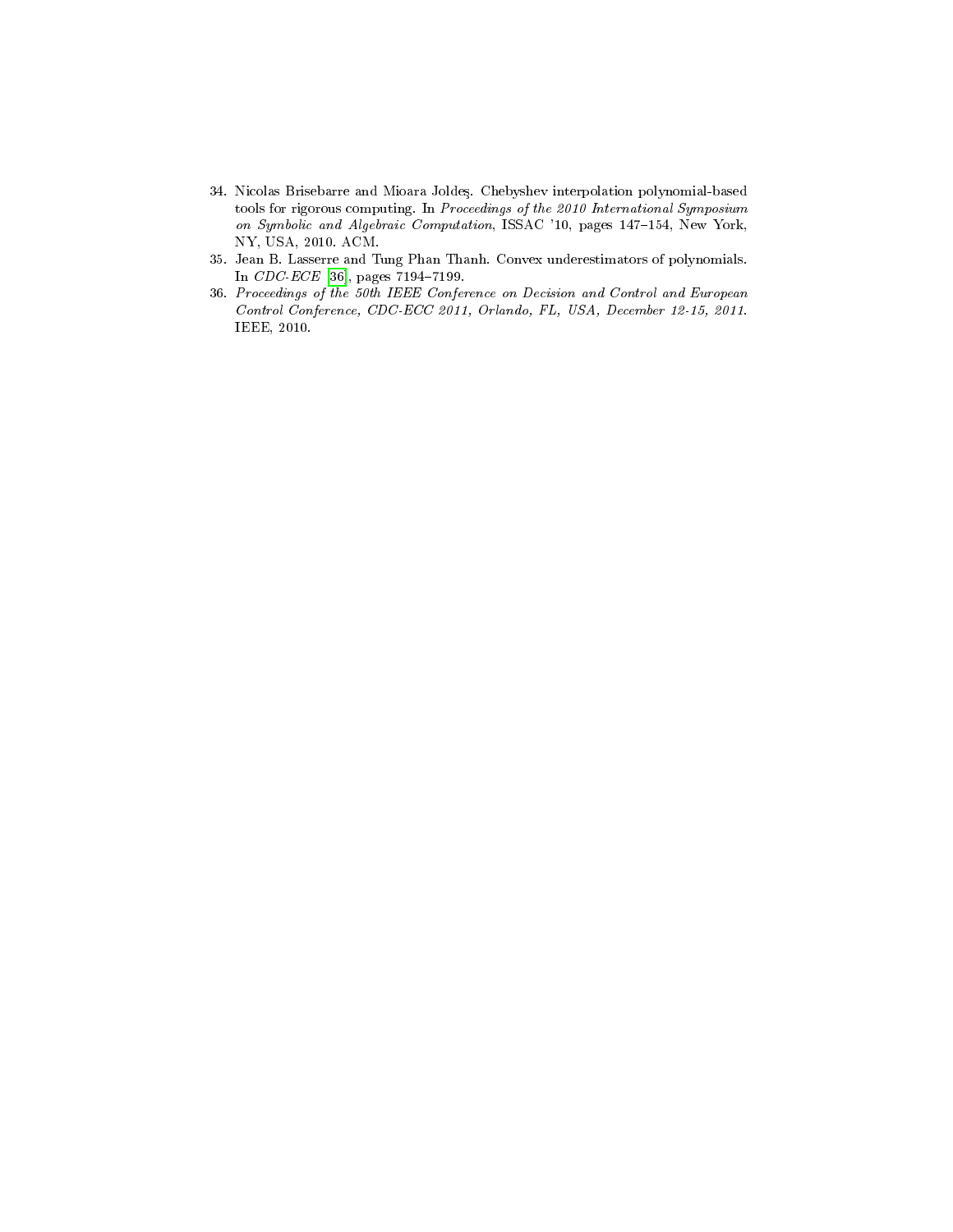34. Nicolas Brisebarre and Mioara Joldeş. Chebyshev interpolation polynomial-based tools for rigorous computing. In *Proceedings of the 2010 International Symposium on Symbolic and Algebraic Computation*, ISSAC '10, pages 147–154, New York, NY, USA, 2010. ACM.
35. Jean B. Lasserre and Tung Phan Thanh. Convex underestimators of polynomials. In *CDC-ECE* [36], pages 7194–7199.
36. *Proceedings of the 50th IEEE Conference on Decision and Control and European Control Conference, CDC-ECC 2011, Orlando, FL, USA, December 12-15, 2011*. IEEE, 2010.